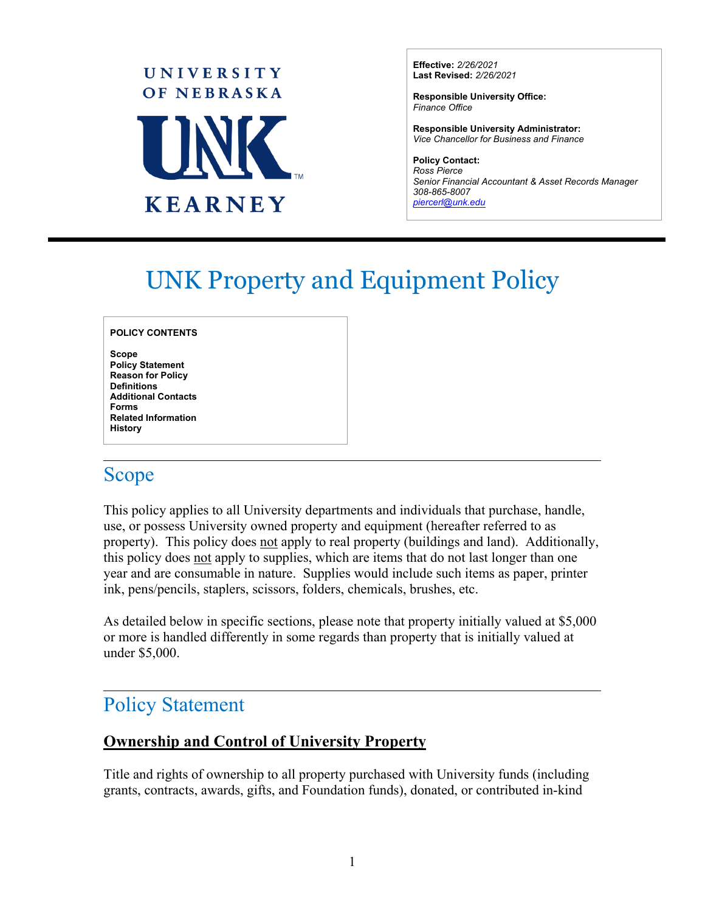UNIVERSITY OF NEBRASKA
UNK
KEARNEY

**Effective:** *2/26/2021*
**Last Revised:** *2/26/2021*

**Responsible University Office:**
*Finance Office*

**Responsible University Administrator:**
*Vice Chancellor for Business and Finance*

**Policy Contact:**
*Ross Pierce*
*Senior Financial Accountant & Asset Records Manager*
*308-865-8007*
*piercerl@unk.edu*

# UNK Property and Equipment Policy

**POLICY CONTENTS**

**Scope**
**Policy Statement**
**Reason for Policy**
**Definitions**
**Additional Contacts**
**Forms**
**Related Information**
**History**

## Scope

This policy applies to all University departments and individuals that purchase, handle, use, or possess University owned property and equipment (hereafter referred to as property). This policy does not apply to real property (buildings and land). Additionally, this policy does not apply to supplies, which are items that do not last longer than one year and are consumable in nature. Supplies would include such items as paper, printer ink, pens/pencils, staplers, scissors, folders, chemicals, brushes, etc.

As detailed below in specific sections, please note that property initially valued at $5,000 or more is handled differently in some regards than property that is initially valued at under $5,000.

## Policy Statement

### Ownership and Control of University Property

Title and rights of ownership to all property purchased with University funds (including grants, contracts, awards, gifts, and Foundation funds), donated, or contributed in-kind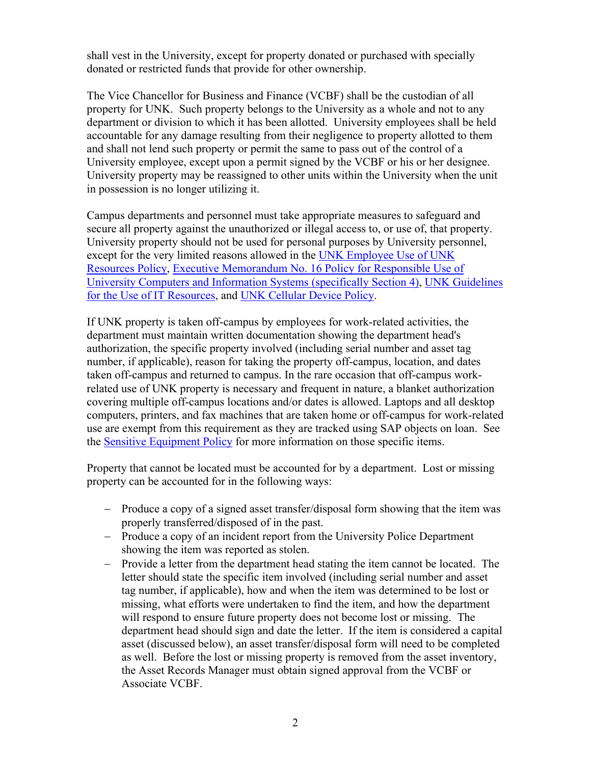shall vest in the University, except for property donated or purchased with specially donated or restricted funds that provide for other ownership.

The Vice Chancellor for Business and Finance (VCBF) shall be the custodian of all property for UNK. Such property belongs to the University as a whole and not to any department or division to which it has been allotted. University employees shall be held accountable for any damage resulting from their negligence to property allotted to them and shall not lend such property or permit the same to pass out of the control of a University employee, except upon a permit signed by the VCBF or his or her designee. University property may be reassigned to other units within the University when the unit in possession is no longer utilizing it.

Campus departments and personnel must take appropriate measures to safeguard and secure all property against the unauthorized or illegal access to, or use of, that property. University property should not be used for personal purposes by University personnel, except for the very limited reasons allowed in the UNK Employee Use of UNK Resources Policy, Executive Memorandum No. 16 Policy for Responsible Use of University Computers and Information Systems (specifically Section 4), UNK Guidelines for the Use of IT Resources, and UNK Cellular Device Policy.

If UNK property is taken off-campus by employees for work-related activities, the department must maintain written documentation showing the department head's authorization, the specific property involved (including serial number and asset tag number, if applicable), reason for taking the property off-campus, location, and dates taken off-campus and returned to campus. In the rare occasion that off-campus work-related use of UNK property is necessary and frequent in nature, a blanket authorization covering multiple off-campus locations and/or dates is allowed. Laptops and all desktop computers, printers, and fax machines that are taken home or off-campus for work-related use are exempt from this requirement as they are tracked using SAP objects on loan. See the Sensitive Equipment Policy for more information on those specific items.

Property that cannot be located must be accounted for by a department. Lost or missing property can be accounted for in the following ways:

- Produce a copy of a signed asset transfer/disposal form showing that the item was properly transferred/disposed of in the past.
- Produce a copy of an incident report from the University Police Department showing the item was reported as stolen.
- Provide a letter from the department head stating the item cannot be located. The letter should state the specific item involved (including serial number and asset tag number, if applicable), how and when the item was determined to be lost or missing, what efforts were undertaken to find the item, and how the department will respond to ensure future property does not become lost or missing. The department head should sign and date the letter. If the item is considered a capital asset (discussed below), an asset transfer/disposal form will need to be completed as well. Before the lost or missing property is removed from the asset inventory, the Asset Records Manager must obtain signed approval from the VCBF or Associate VCBF.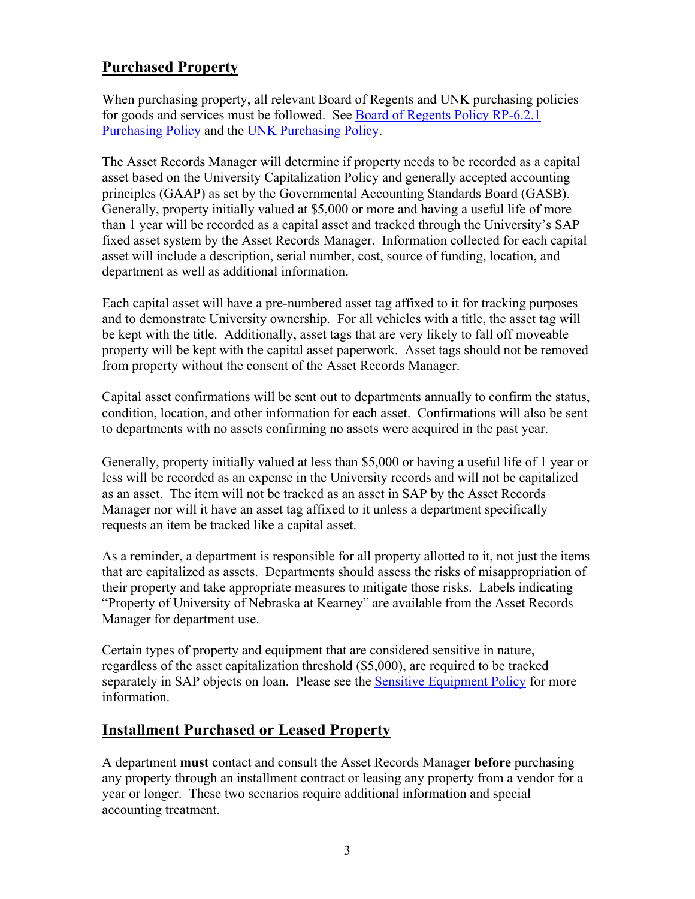## Purchased Property

When purchasing property, all relevant Board of Regents and UNK purchasing policies for goods and services must be followed. See Board of Regents Policy RP-6.2.1 Purchasing Policy and the UNK Purchasing Policy.

The Asset Records Manager will determine if property needs to be recorded as a capital asset based on the University Capitalization Policy and generally accepted accounting principles (GAAP) as set by the Governmental Accounting Standards Board (GASB). Generally, property initially valued at $5,000 or more and having a useful life of more than 1 year will be recorded as a capital asset and tracked through the University's SAP fixed asset system by the Asset Records Manager. Information collected for each capital asset will include a description, serial number, cost, source of funding, location, and department as well as additional information.

Each capital asset will have a pre-numbered asset tag affixed to it for tracking purposes and to demonstrate University ownership. For all vehicles with a title, the asset tag will be kept with the title. Additionally, asset tags that are very likely to fall off moveable property will be kept with the capital asset paperwork. Asset tags should not be removed from property without the consent of the Asset Records Manager.

Capital asset confirmations will be sent out to departments annually to confirm the status, condition, location, and other information for each asset. Confirmations will also be sent to departments with no assets confirming no assets were acquired in the past year.

Generally, property initially valued at less than $5,000 or having a useful life of 1 year or less will be recorded as an expense in the University records and will not be capitalized as an asset. The item will not be tracked as an asset in SAP by the Asset Records Manager nor will it have an asset tag affixed to it unless a department specifically requests an item be tracked like a capital asset.

As a reminder, a department is responsible for all property allotted to it, not just the items that are capitalized as assets. Departments should assess the risks of misappropriation of their property and take appropriate measures to mitigate those risks. Labels indicating "Property of University of Nebraska at Kearney" are available from the Asset Records Manager for department use.

Certain types of property and equipment that are considered sensitive in nature, regardless of the asset capitalization threshold ($5,000), are required to be tracked separately in SAP objects on loan. Please see the Sensitive Equipment Policy for more information.

## Installment Purchased or Leased Property

A department **must** contact and consult the Asset Records Manager **before** purchasing any property through an installment contract or leasing any property from a vendor for a year or longer. These two scenarios require additional information and special accounting treatment.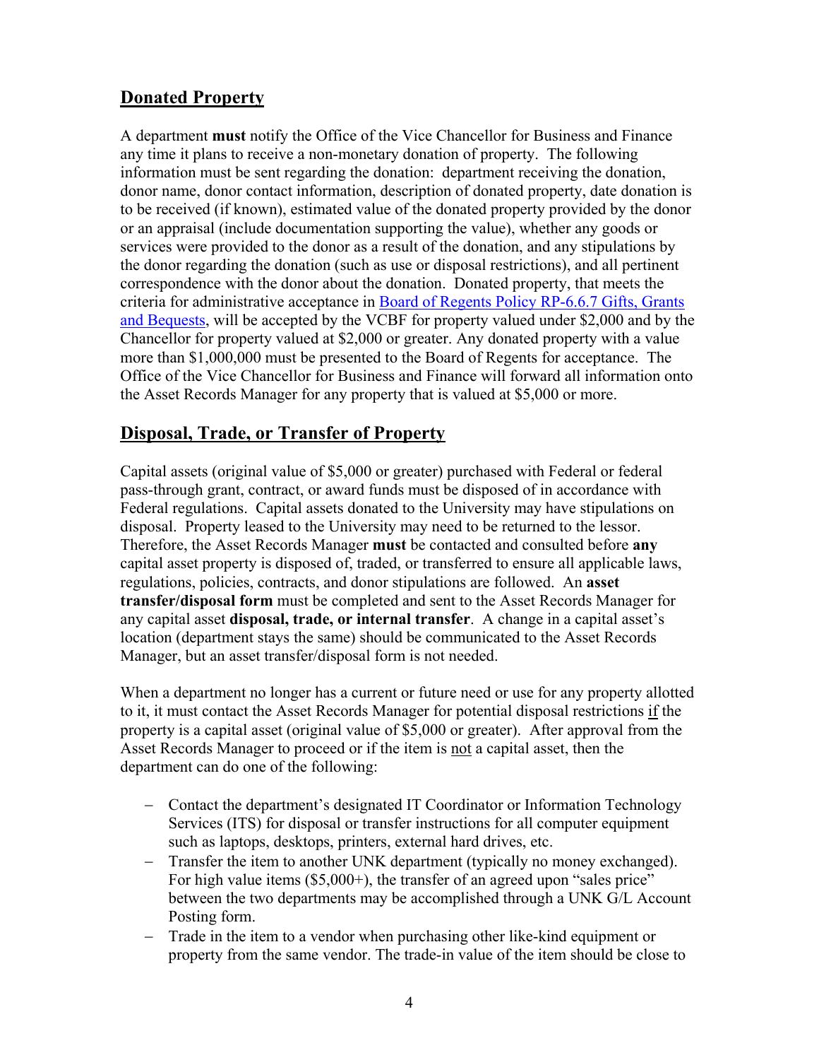## Donated Property

A department **must** notify the Office of the Vice Chancellor for Business and Finance any time it plans to receive a non-monetary donation of property. The following information must be sent regarding the donation: department receiving the donation, donor name, donor contact information, description of donated property, date donation is to be received (if known), estimated value of the donated property provided by the donor or an appraisal (include documentation supporting the value), whether any goods or services were provided to the donor as a result of the donation, and any stipulations by the donor regarding the donation (such as use or disposal restrictions), and all pertinent correspondence with the donor about the donation. Donated property, that meets the criteria for administrative acceptance in [Board of Regents Policy RP-6.6.7 Gifts, Grants and Bequests](), will be accepted by the VCBF for property valued under $2,000 and by the Chancellor for property valued at $2,000 or greater. Any donated property with a value more than $1,000,000 must be presented to the Board of Regents for acceptance. The Office of the Vice Chancellor for Business and Finance will forward all information onto the Asset Records Manager for any property that is valued at $5,000 or more.

## Disposal, Trade, or Transfer of Property

Capital assets (original value of $5,000 or greater) purchased with Federal or federal pass-through grant, contract, or award funds must be disposed of in accordance with Federal regulations. Capital assets donated to the University may have stipulations on disposal. Property leased to the University may need to be returned to the lessor. Therefore, the Asset Records Manager **must** be contacted and consulted before **any** capital asset property is disposed of, traded, or transferred to ensure all applicable laws, regulations, policies, contracts, and donor stipulations are followed. An **asset transfer/disposal form** must be completed and sent to the Asset Records Manager for any capital asset **disposal, trade, or internal transfer**. A change in a capital asset's location (department stays the same) should be communicated to the Asset Records Manager, but an asset transfer/disposal form is not needed.

When a department no longer has a current or future need or use for any property allotted to it, it must contact the Asset Records Manager for potential disposal restrictions <u>if</u> the property is a capital asset (original value of $5,000 or greater). After approval from the Asset Records Manager to proceed or if the item is <u>not</u> a capital asset, then the department can do one of the following:

- Contact the department's designated IT Coordinator or Information Technology Services (ITS) for disposal or transfer instructions for all computer equipment such as laptops, desktops, printers, external hard drives, etc.
- Transfer the item to another UNK department (typically no money exchanged). For high value items ($5,000+), the transfer of an agreed upon "sales price" between the two departments may be accomplished through a UNK G/L Account Posting form.
- Trade in the item to a vendor when purchasing other like-kind equipment or property from the same vendor. The trade-in value of the item should be close to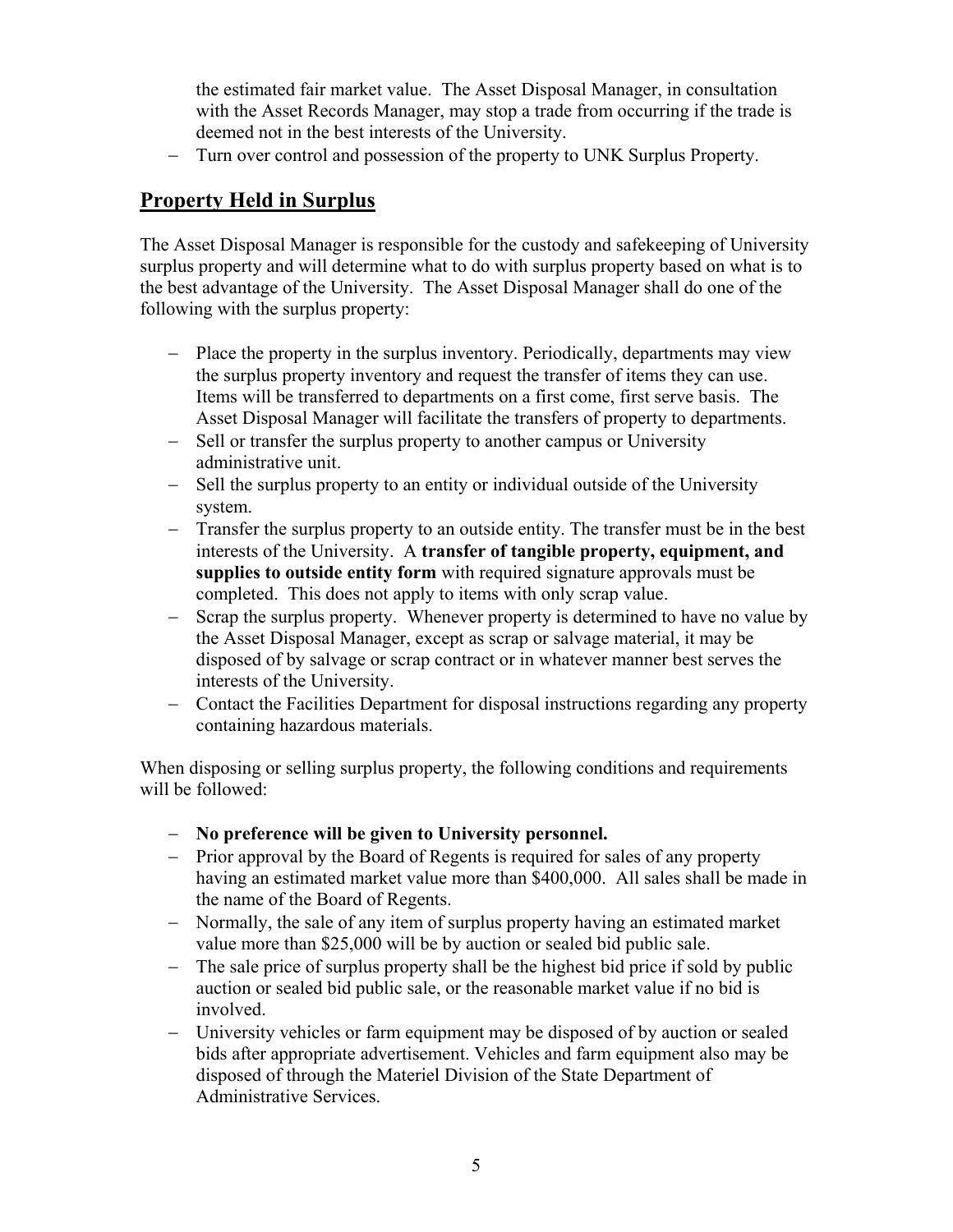the estimated fair market value. The Asset Disposal Manager, in consultation with the Asset Records Manager, may stop a trade from occurring if the trade is deemed not in the best interests of the University.

- Turn over control and possession of the property to UNK Surplus Property.

## Property Held in Surplus

The Asset Disposal Manager is responsible for the custody and safekeeping of University surplus property and will determine what to do with surplus property based on what is to the best advantage of the University. The Asset Disposal Manager shall do one of the following with the surplus property:

- Place the property in the surplus inventory. Periodically, departments may view the surplus property inventory and request the transfer of items they can use. Items will be transferred to departments on a first come, first serve basis. The Asset Disposal Manager will facilitate the transfers of property to departments.
- Sell or transfer the surplus property to another campus or University administrative unit.
- Sell the surplus property to an entity or individual outside of the University system.
- Transfer the surplus property to an outside entity. The transfer must be in the best interests of the University. A **transfer of tangible property, equipment, and supplies to outside entity form** with required signature approvals must be completed. This does not apply to items with only scrap value.
- Scrap the surplus property. Whenever property is determined to have no value by the Asset Disposal Manager, except as scrap or salvage material, it may be disposed of by salvage or scrap contract or in whatever manner best serves the interests of the University.
- Contact the Facilities Department for disposal instructions regarding any property containing hazardous materials.

When disposing or selling surplus property, the following conditions and requirements will be followed:

- **No preference will be given to University personnel.**
- Prior approval by the Board of Regents is required for sales of any property having an estimated market value more than $400,000. All sales shall be made in the name of the Board of Regents.
- Normally, the sale of any item of surplus property having an estimated market value more than $25,000 will be by auction or sealed bid public sale.
- The sale price of surplus property shall be the highest bid price if sold by public auction or sealed bid public sale, or the reasonable market value if no bid is involved.
- University vehicles or farm equipment may be disposed of by auction or sealed bids after appropriate advertisement. Vehicles and farm equipment also may be disposed of through the Materiel Division of the State Department of Administrative Services.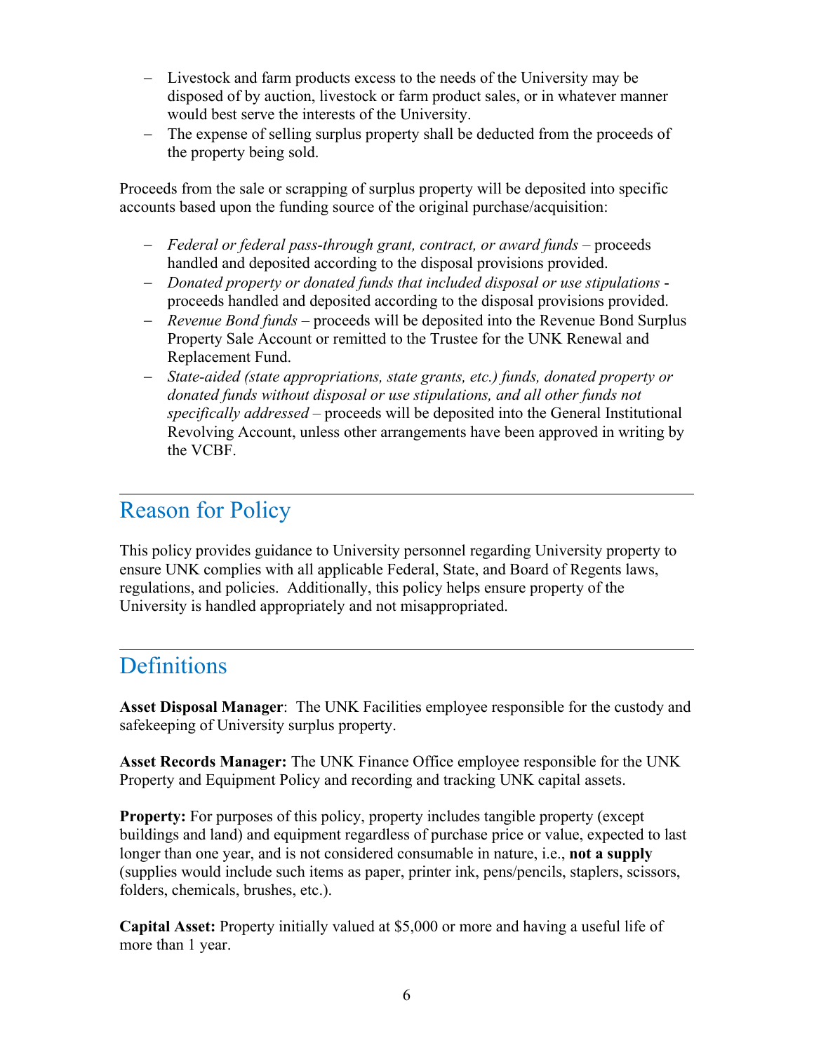- Livestock and farm products excess to the needs of the University may be disposed of by auction, livestock or farm product sales, or in whatever manner would best serve the interests of the University.
- The expense of selling surplus property shall be deducted from the proceeds of the property being sold.

Proceeds from the sale or scrapping of surplus property will be deposited into specific accounts based upon the funding source of the original purchase/acquisition:

- *Federal or federal pass-through grant, contract, or award funds* – proceeds handled and deposited according to the disposal provisions provided.
- *Donated property or donated funds that included disposal or use stipulations* - proceeds handled and deposited according to the disposal provisions provided.
- *Revenue Bond funds* – proceeds will be deposited into the Revenue Bond Surplus Property Sale Account or remitted to the Trustee for the UNK Renewal and Replacement Fund.
- *State-aided (state appropriations, state grants, etc.) funds, donated property or donated funds without disposal or use stipulations, and all other funds not specifically addressed* – proceeds will be deposited into the General Institutional Revolving Account, unless other arrangements have been approved in writing by the VCBF.

## Reason for Policy

This policy provides guidance to University personnel regarding University property to ensure UNK complies with all applicable Federal, State, and Board of Regents laws, regulations, and policies. Additionally, this policy helps ensure property of the University is handled appropriately and not misappropriated.

## Definitions

**Asset Disposal Manager**: The UNK Facilities employee responsible for the custody and safekeeping of University surplus property.

**Asset Records Manager:** The UNK Finance Office employee responsible for the UNK Property and Equipment Policy and recording and tracking UNK capital assets.

**Property:** For purposes of this policy, property includes tangible property (except buildings and land) and equipment regardless of purchase price or value, expected to last longer than one year, and is not considered consumable in nature, i.e., **not a supply** (supplies would include such items as paper, printer ink, pens/pencils, staplers, scissors, folders, chemicals, brushes, etc.).

**Capital Asset:** Property initially valued at $5,000 or more and having a useful life of more than 1 year.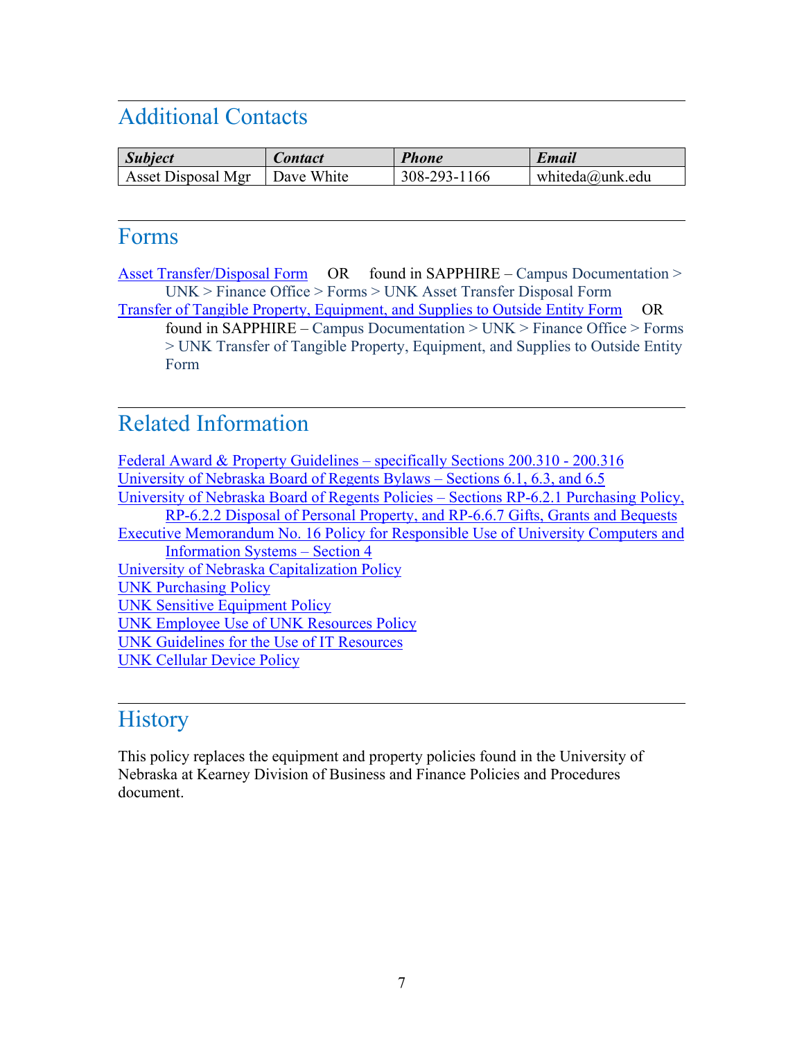## Additional Contacts

| ***Subject*** | ***Contact*** | ***Phone*** | ***Email*** |
|---|---|---|---|
| Asset Disposal Mgr | Dave White | 308-293-1166 | whiteda@unk.edu |

## Forms

Asset Transfer/Disposal Form OR found in SAPPHIRE – Campus Documentation > UNK > Finance Office > Forms > UNK Asset Transfer Disposal Form

Transfer of Tangible Property, Equipment, and Supplies to Outside Entity Form OR found in SAPPHIRE – Campus Documentation > UNK > Finance Office > Forms > UNK Transfer of Tangible Property, Equipment, and Supplies to Outside Entity Form

## Related Information

Federal Award & Property Guidelines – specifically Sections 200.310 - 200.316

University of Nebraska Board of Regents Bylaws – Sections 6.1, 6.3, and 6.5

University of Nebraska Board of Regents Policies – Sections RP-6.2.1 Purchasing Policy, RP-6.2.2 Disposal of Personal Property, and RP-6.6.7 Gifts, Grants and Bequests

Executive Memorandum No. 16 Policy for Responsible Use of University Computers and Information Systems – Section 4

University of Nebraska Capitalization Policy

UNK Purchasing Policy

UNK Sensitive Equipment Policy

UNK Employee Use of UNK Resources Policy

UNK Guidelines for the Use of IT Resources

UNK Cellular Device Policy

## History

This policy replaces the equipment and property policies found in the University of Nebraska at Kearney Division of Business and Finance Policies and Procedures document.